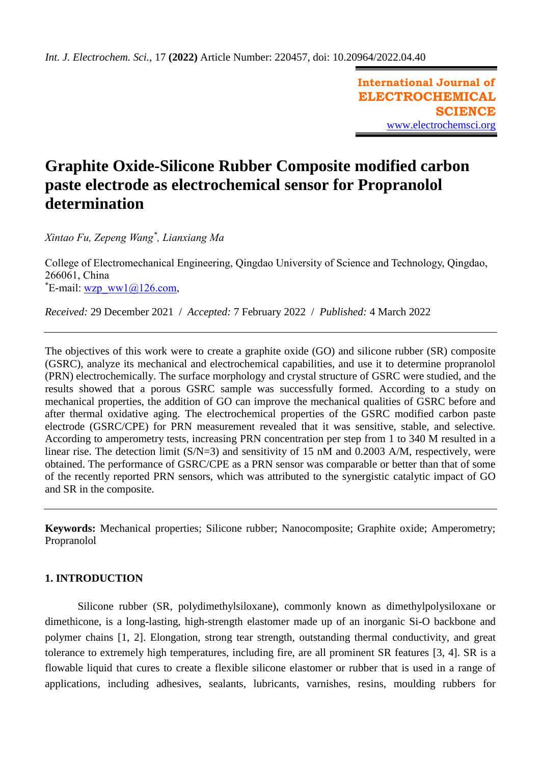*Int. J. Electrochem. Sci.*, 17 **(2022)** Article Number: 220457, doi: 10.20964/2022.04.40

**International Journal of ELECTROCHEMICAL SCIENCE**
www.electrochemsci.org

# Graphite Oxide-Silicone Rubber Composite modified carbon paste electrode as electrochemical sensor for Propranolol determination

*Xintao Fu, Zepeng Wang\*, Lianxiang Ma*

College of Electromechanical Engineering, Qingdao University of Science and Technology, Qingdao, 266061, China
\*E-mail: wzp_ww1@126.com,

*Received:* 29 December 2021 / *Accepted:* 7 February 2022 / *Published:* 4 March 2022

---

The objectives of this work were to create a graphite oxide (GO) and silicone rubber (SR) composite (GSRC), analyze its mechanical and electrochemical capabilities, and use it to determine propranolol (PRN) electrochemically. The surface morphology and crystal structure of GSRC were studied, and the results showed that a porous GSRC sample was successfully formed. According to a study on mechanical properties, the addition of GO can improve the mechanical qualities of GSRC before and after thermal oxidative aging. The electrochemical properties of the GSRC modified carbon paste electrode (GSRC/CPE) for PRN measurement revealed that it was sensitive, stable, and selective. According to amperometry tests, increasing PRN concentration per step from 1 to 340 M resulted in a linear rise. The detection limit (S/N=3) and sensitivity of 15 nM and 0.2003 A/M, respectively, were obtained. The performance of GSRC/CPE as a PRN sensor was comparable or better than that of some of the recently reported PRN sensors, which was attributed to the synergistic catalytic impact of GO and SR in the composite.

---

**Keywords:** Mechanical properties; Silicone rubber; Nanocomposite; Graphite oxide; Amperometry; Propranolol

## 1. INTRODUCTION

Silicone rubber (SR, polydimethylsiloxane), commonly known as dimethylpolysiloxane or dimethicone, is a long-lasting, high-strength elastomer made up of an inorganic Si-O backbone and polymer chains [1, 2]. Elongation, strong tear strength, outstanding thermal conductivity, and great tolerance to extremely high temperatures, including fire, are all prominent SR features [3, 4]. SR is a flowable liquid that cures to create a flexible silicone elastomer or rubber that is used in a range of applications, including adhesives, sealants, lubricants, varnishes, resins, moulding rubbers for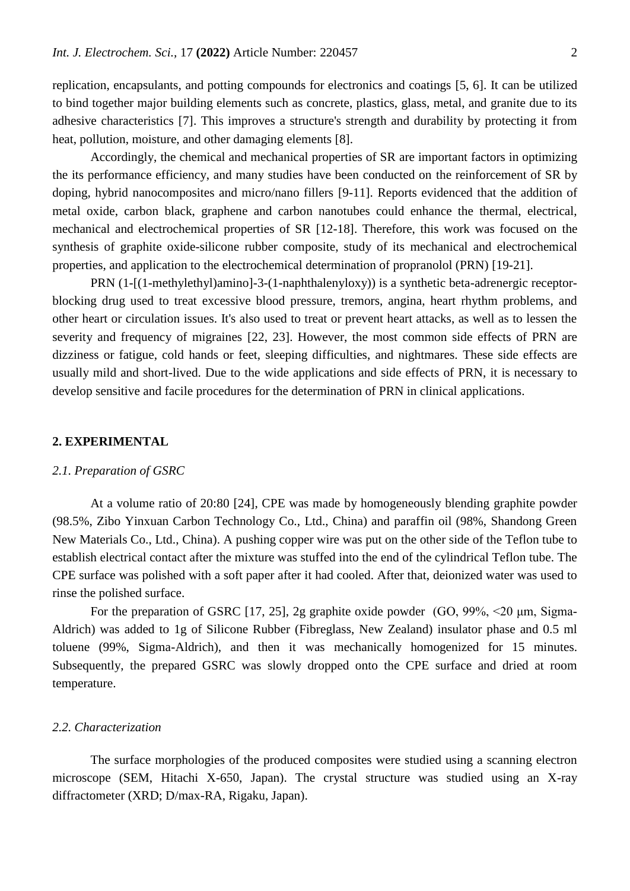replication, encapsulants, and potting compounds for electronics and coatings [5, 6]. It can be utilized to bind together major building elements such as concrete, plastics, glass, metal, and granite due to its adhesive characteristics [7]. This improves a structure's strength and durability by protecting it from heat, pollution, moisture, and other damaging elements [8].

Accordingly, the chemical and mechanical properties of SR are important factors in optimizing the its performance efficiency, and many studies have been conducted on the reinforcement of SR by doping, hybrid nanocomposites and micro/nano fillers [9-11]. Reports evidenced that the addition of metal oxide, carbon black, graphene and carbon nanotubes could enhance the thermal, electrical, mechanical and electrochemical properties of SR [12-18]. Therefore, this work was focused on the synthesis of graphite oxide-silicone rubber composite, study of its mechanical and electrochemical properties, and application to the electrochemical determination of propranolol (PRN) [19-21].

PRN (1-[(1-methylethyl)amino]-3-(1-naphthalenyloxy)) is a synthetic beta-adrenergic receptor-blocking drug used to treat excessive blood pressure, tremors, angina, heart rhythm problems, and other heart or circulation issues. It's also used to treat or prevent heart attacks, as well as to lessen the severity and frequency of migraines [22, 23]. However, the most common side effects of PRN are dizziness or fatigue, cold hands or feet, sleeping difficulties, and nightmares. These side effects are usually mild and short-lived. Due to the wide applications and side effects of PRN, it is necessary to develop sensitive and facile procedures for the determination of PRN in clinical applications.

## 2. EXPERIMENTAL

### *2.1. Preparation of GSRC*

At a volume ratio of 20:80 [24], CPE was made by homogeneously blending graphite powder (98.5%, Zibo Yinxuan Carbon Technology Co., Ltd., China) and paraffin oil (98%, Shandong Green New Materials Co., Ltd., China). A pushing copper wire was put on the other side of the Teflon tube to establish electrical contact after the mixture was stuffed into the end of the cylindrical Teflon tube. The CPE surface was polished with a soft paper after it had cooled. After that, deionized water was used to rinse the polished surface.

For the preparation of GSRC [17, 25], 2g graphite oxide powder (GO, 99%, <20 μm, Sigma-Aldrich) was added to 1g of Silicone Rubber (Fibreglass, New Zealand) insulator phase and 0.5 ml toluene (99%, Sigma-Aldrich), and then it was mechanically homogenized for 15 minutes. Subsequently, the prepared GSRC was slowly dropped onto the CPE surface and dried at room temperature.

### *2.2. Characterization*

The surface morphologies of the produced composites were studied using a scanning electron microscope (SEM, Hitachi X-650, Japan). The crystal structure was studied using an X-ray diffractometer (XRD; D/max-RA, Rigaku, Japan).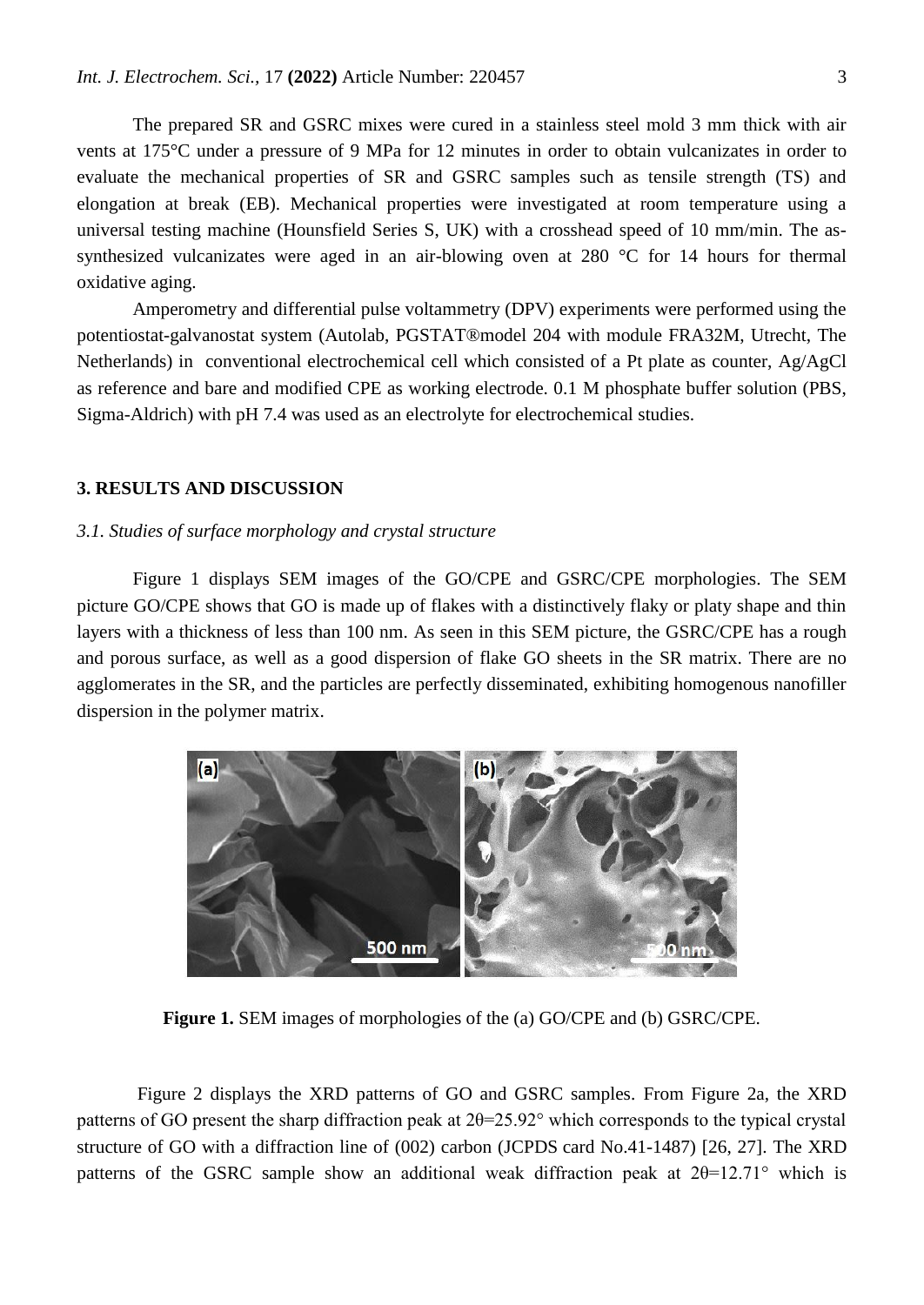The prepared SR and GSRC mixes were cured in a stainless steel mold 3 mm thick with air vents at 175°C under a pressure of 9 MPa for 12 minutes in order to obtain vulcanizates in order to evaluate the mechanical properties of SR and GSRC samples such as tensile strength (TS) and elongation at break (EB). Mechanical properties were investigated at room temperature using a universal testing machine (Hounsfield Series S, UK) with a crosshead speed of 10 mm/min. The as-synthesized vulcanizates were aged in an air-blowing oven at 280 °C for 14 hours for thermal oxidative aging.

Amperometry and differential pulse voltammetry (DPV) experiments were performed using the potentiostat-galvanostat system (Autolab, PGSTAT®model 204 with module FRA32M, Utrecht, The Netherlands) in conventional electrochemical cell which consisted of a Pt plate as counter, Ag/AgCl as reference and bare and modified CPE as working electrode. 0.1 M phosphate buffer solution (PBS, Sigma-Aldrich) with pH 7.4 was used as an electrolyte for electrochemical studies.

## 3. RESULTS AND DISCUSSION

### *3.1. Studies of surface morphology and crystal structure*

Figure 1 displays SEM images of the GO/CPE and GSRC/CPE morphologies. The SEM picture GO/CPE shows that GO is made up of flakes with a distinctively flaky or platy shape and thin layers with a thickness of less than 100 nm. As seen in this SEM picture, the GSRC/CPE has a rough and porous surface, as well as a good dispersion of flake GO sheets in the SR matrix. There are no agglomerates in the SR, and the particles are perfectly disseminated, exhibiting homogenous nanofiller dispersion in the polymer matrix.

**Figure 1.** SEM images of morphologies of the (a) GO/CPE and (b) GSRC/CPE.

Figure 2 displays the XRD patterns of GO and GSRC samples. From Figure 2a, the XRD patterns of GO present the sharp diffraction peak at $2\theta=25.92°$ which corresponds to the typical crystal structure of GO with a diffraction line of (002) carbon (JCPDS card No.41-1487) [26, 27]. The XRD patterns of the GSRC sample show an additional weak diffraction peak at $2\theta=12.71°$ which is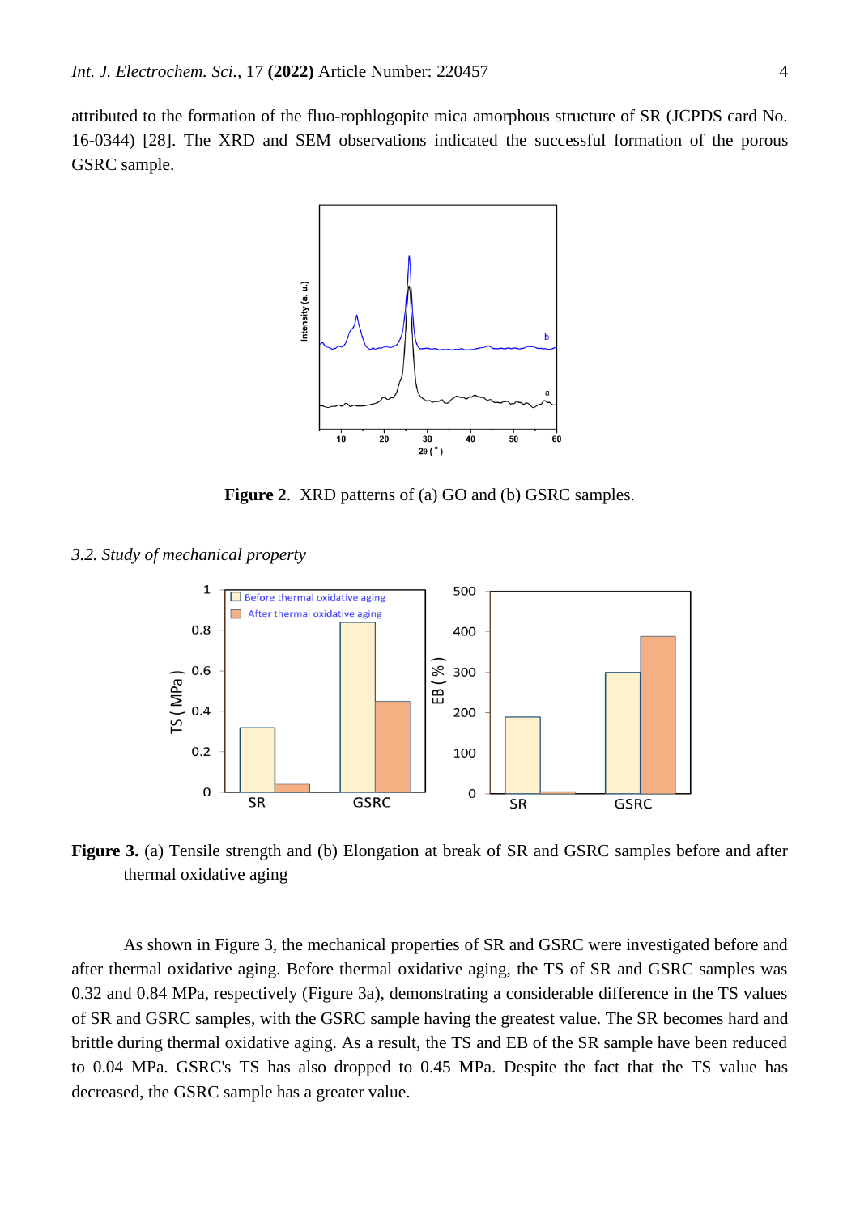attributed to the formation of the fluo-rophlogopite mica amorphous structure of SR (JCPDS card No. 16-0344) [28]. The XRD and SEM observations indicated the successful formation of the porous GSRC sample.

**Figure 2**. XRD patterns of (a) GO and (b) GSRC samples.

*3.2. Study of mechanical property*

**Figure 3.** (a) Tensile strength and (b) Elongation at break of SR and GSRC samples before and after thermal oxidative aging

As shown in Figure 3, the mechanical properties of SR and GSRC were investigated before and after thermal oxidative aging. Before thermal oxidative aging, the TS of SR and GSRC samples was 0.32 and 0.84 MPa, respectively (Figure 3a), demonstrating a considerable difference in the TS values of SR and GSRC samples, with the GSRC sample having the greatest value. The SR becomes hard and brittle during thermal oxidative aging. As a result, the TS and EB of the SR sample have been reduced to 0.04 MPa. GSRC's TS has also dropped to 0.45 MPa. Despite the fact that the TS value has decreased, the GSRC sample has a greater value.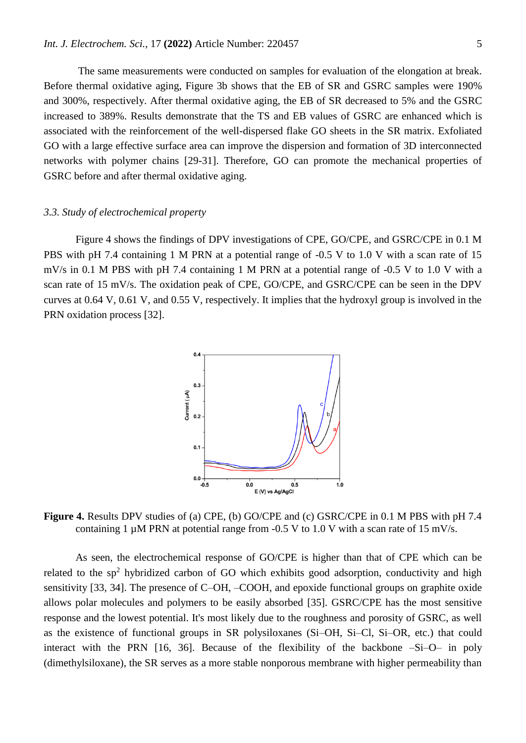The same measurements were conducted on samples for evaluation of the elongation at break. Before thermal oxidative aging, Figure 3b shows that the EB of SR and GSRC samples were 190% and 300%, respectively. After thermal oxidative aging, the EB of SR decreased to 5% and the GSRC increased to 389%. Results demonstrate that the TS and EB values of GSRC are enhanced which is associated with the reinforcement of the well-dispersed flake GO sheets in the SR matrix. Exfoliated GO with a large effective surface area can improve the dispersion and formation of 3D interconnected networks with polymer chains [29-31]. Therefore, GO can promote the mechanical properties of GSRC before and after thermal oxidative aging.

### *3.3. Study of electrochemical property*

Figure 4 shows the findings of DPV investigations of CPE, GO/CPE, and GSRC/CPE in 0.1 M PBS with pH 7.4 containing 1 M PRN at a potential range of -0.5 V to 1.0 V with a scan rate of 15 mV/s in 0.1 M PBS with pH 7.4 containing 1 M PRN at a potential range of -0.5 V to 1.0 V with a scan rate of 15 mV/s. The oxidation peak of CPE, GO/CPE, and GSRC/CPE can be seen in the DPV curves at 0.64 V, 0.61 V, and 0.55 V, respectively. It implies that the hydroxyl group is involved in the PRN oxidation process [32].

**Figure 4.** Results DPV studies of (a) CPE, (b) GO/CPE and (c) GSRC/CPE in 0.1 M PBS with pH 7.4 containing 1 µM PRN at potential range from -0.5 V to 1.0 V with a scan rate of 15 mV/s.

As seen, the electrochemical response of GO/CPE is higher than that of CPE which can be related to the $sp^2$ hybridized carbon of GO which exhibits good adsorption, conductivity and high sensitivity [33, 34]. The presence of C–OH, –COOH, and epoxide functional groups on graphite oxide allows polar molecules and polymers to be easily absorbed [35]. GSRC/CPE has the most sensitive response and the lowest potential. It's most likely due to the roughness and porosity of GSRC, as well as the existence of functional groups in SR polysiloxanes (Si–OH, Si–Cl, Si–OR, etc.) that could interact with the PRN [16, 36]. Because of the flexibility of the backbone –Si–O– in poly (dimethylsiloxane), the SR serves as a more stable nonporous membrane with higher permeability than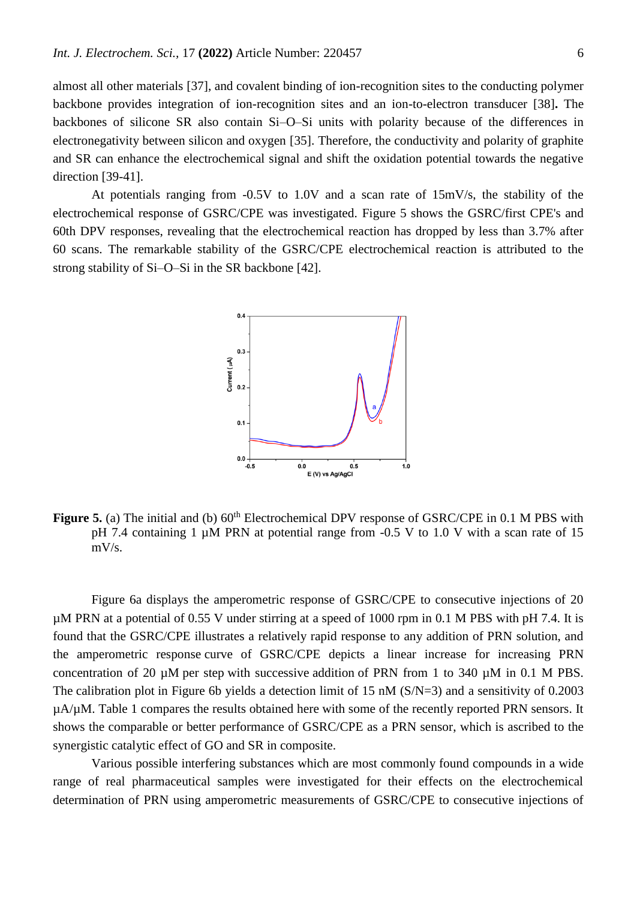almost all other materials [37], and covalent binding of ion-recognition sites to the conducting polymer backbone provides integration of ion-recognition sites and an ion-to-electron transducer [38]**.** The backbones of silicone SR also contain Si–O–Si units with polarity because of the differences in electronegativity between silicon and oxygen [35]. Therefore, the conductivity and polarity of graphite and SR can enhance the electrochemical signal and shift the oxidation potential towards the negative direction [39-41].

At potentials ranging from -0.5V to 1.0V and a scan rate of 15mV/s, the stability of the electrochemical response of GSRC/CPE was investigated. Figure 5 shows the GSRC/first CPE's and 60th DPV responses, revealing that the electrochemical reaction has dropped by less than 3.7% after 60 scans. The remarkable stability of the GSRC/CPE electrochemical reaction is attributed to the strong stability of Si–O–Si in the SR backbone [42].

**Figure 5.** (a) The initial and (b) 60$^{th}$ Electrochemical DPV response of GSRC/CPE in 0.1 M PBS with pH 7.4 containing 1 µM PRN at potential range from -0.5 V to 1.0 V with a scan rate of 15 mV/s.

Figure 6a displays the amperometric response of GSRC/CPE to consecutive injections of 20 µM PRN at a potential of 0.55 V under stirring at a speed of 1000 rpm in 0.1 M PBS with pH 7.4. It is found that the GSRC/CPE illustrates a relatively rapid response to any addition of PRN solution, and the amperometric response curve of GSRC/CPE depicts a linear increase for increasing PRN concentration of 20 µM per step with successive addition of PRN from 1 to 340 µM in 0.1 M PBS. The calibration plot in Figure 6b yields a detection limit of 15 nM (S/N=3) and a sensitivity of 0.2003 µA/µM. Table 1 compares the results obtained here with some of the recently reported PRN sensors. It shows the comparable or better performance of GSRC/CPE as a PRN sensor, which is ascribed to the synergistic catalytic effect of GO and SR in composite.

Various possible interfering substances which are most commonly found compounds in a wide range of real pharmaceutical samples were investigated for their effects on the electrochemical determination of PRN using amperometric measurements of GSRC/CPE to consecutive injections of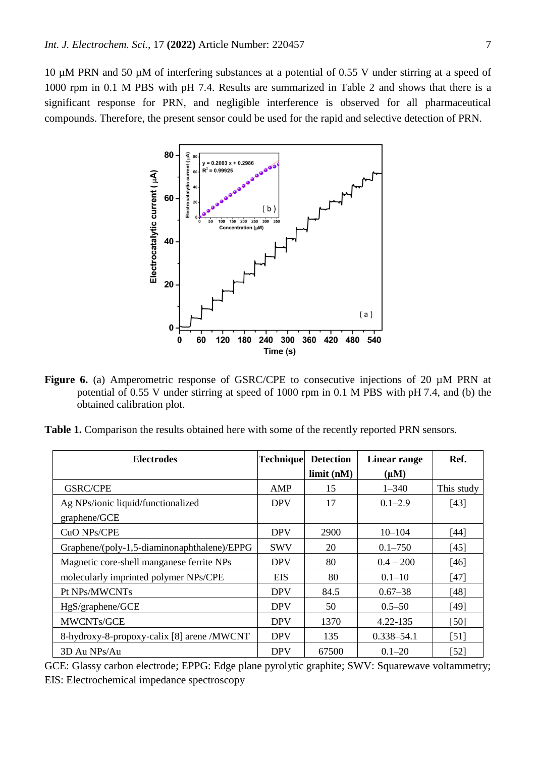10 µM PRN and 50 µM of interfering substances at a potential of 0.55 V under stirring at a speed of 1000 rpm in 0.1 M PBS with pH 7.4. Results are summarized in Table 2 and shows that there is a significant response for PRN, and negligible interference is observed for all pharmaceutical compounds. Therefore, the present sensor could be used for the rapid and selective detection of PRN.

**Figure 6.** (a) Amperometric response of GSRC/CPE to consecutive injections of 20 µM PRN at potential of 0.55 V under stirring at speed of 1000 rpm in 0.1 M PBS with pH 7.4, and (b) the obtained calibration plot.

**Table 1.** Comparison the results obtained here with some of the recently reported PRN sensors.

| Electrodes | Technique | Detection limit (nM) | Linear range (µM) | Ref. |
|---|---|---|---|---|
| GSRC/CPE | AMP | 15 | 1–340 | This study |
| Ag NPs/ionic liquid/functionalized graphene/GCE | DPV | 17 | 0.1–2.9 | [43] |
| CuO NPs/CPE | DPV | 2900 | 10–104 | [44] |
| Graphene/(poly-1,5-diaminonaphthalene)/EPPG | SWV | 20 | 0.1–750 | [45] |
| Magnetic core-shell manganese ferrite NPs | DPV | 80 | 0.4 – 200 | [46] |
| molecularly imprinted polymer NPs/CPE | EIS | 80 | 0.1–10 | [47] |
| Pt NPs/MWCNTs | DPV | 84.5 | 0.67–38 | [48] |
| HgS/graphene/GCE | DPV | 50 | 0.5–50 | [49] |
| MWCNTs/GCE | DPV | 1370 | 4.22-135 | [50] |
| 8-hydroxy-8-propoxy-calix [8] arene /MWCNT | DPV | 135 | 0.338–54.1 | [51] |
| 3D Au NPs/Au | DPV | 67500 | 0.1–20 | [52] |

GCE: Glassy carbon electrode; EPPG: Edge plane pyrolytic graphite; SWV: Squarewave voltammetry; EIS: Electrochemical impedance spectroscopy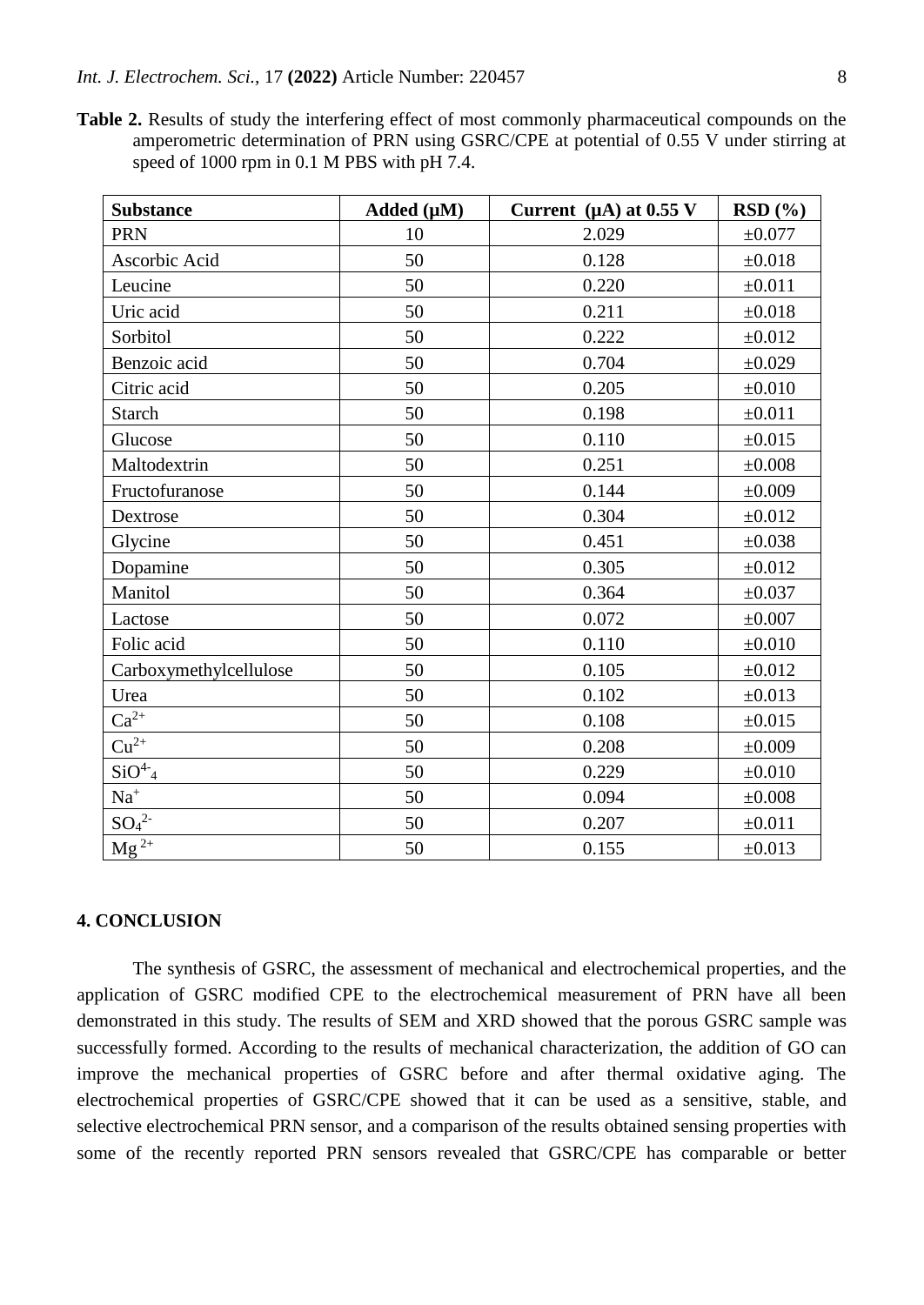**Table 2.** Results of study the interfering effect of most commonly pharmaceutical compounds on the amperometric determination of PRN using GSRC/CPE at potential of 0.55 V under stirring at speed of 1000 rpm in 0.1 M PBS with pH 7.4.

| Substance | Added (μM) | Current (μA) at 0.55 V | RSD (%) |
|---|---|---|---|
| PRN | 10 | 2.029 | ±0.077 |
| Ascorbic Acid | 50 | 0.128 | ±0.018 |
| Leucine | 50 | 0.220 | ±0.011 |
| Uric acid | 50 | 0.211 | ±0.018 |
| Sorbitol | 50 | 0.222 | ±0.012 |
| Benzoic acid | 50 | 0.704 | ±0.029 |
| Citric acid | 50 | 0.205 | ±0.010 |
| Starch | 50 | 0.198 | ±0.011 |
| Glucose | 50 | 0.110 | ±0.015 |
| Maltodextrin | 50 | 0.251 | ±0.008 |
| Fructofuranose | 50 | 0.144 | ±0.009 |
| Dextrose | 50 | 0.304 | ±0.012 |
| Glycine | 50 | 0.451 | ±0.038 |
| Dopamine | 50 | 0.305 | ±0.012 |
| Manitol | 50 | 0.364 | ±0.037 |
| Lactose | 50 | 0.072 | ±0.007 |
| Folic acid | 50 | 0.110 | ±0.010 |
| Carboxymethylcellulose | 50 | 0.105 | ±0.012 |
| Urea | 50 | 0.102 | ±0.013 |
| $Ca^{2+}$ | 50 | 0.108 | ±0.015 |
| $Cu^{2+}$ | 50 | 0.208 | ±0.009 |
| $SiO^{4-}_4$ | 50 | 0.229 | ±0.010 |
| $Na^{+}$ | 50 | 0.094 | ±0.008 |
| $SO_4^{2-}$ | 50 | 0.207 | ±0.011 |
| $Mg^{2+}$ | 50 | 0.155 | ±0.013 |

## 4. CONCLUSION

The synthesis of GSRC, the assessment of mechanical and electrochemical properties, and the application of GSRC modified CPE to the electrochemical measurement of PRN have all been demonstrated in this study. The results of SEM and XRD showed that the porous GSRC sample was successfully formed. According to the results of mechanical characterization, the addition of GO can improve the mechanical properties of GSRC before and after thermal oxidative aging. The electrochemical properties of GSRC/CPE showed that it can be used as a sensitive, stable, and selective electrochemical PRN sensor, and a comparison of the results obtained sensing properties with some of the recently reported PRN sensors revealed that GSRC/CPE has comparable or better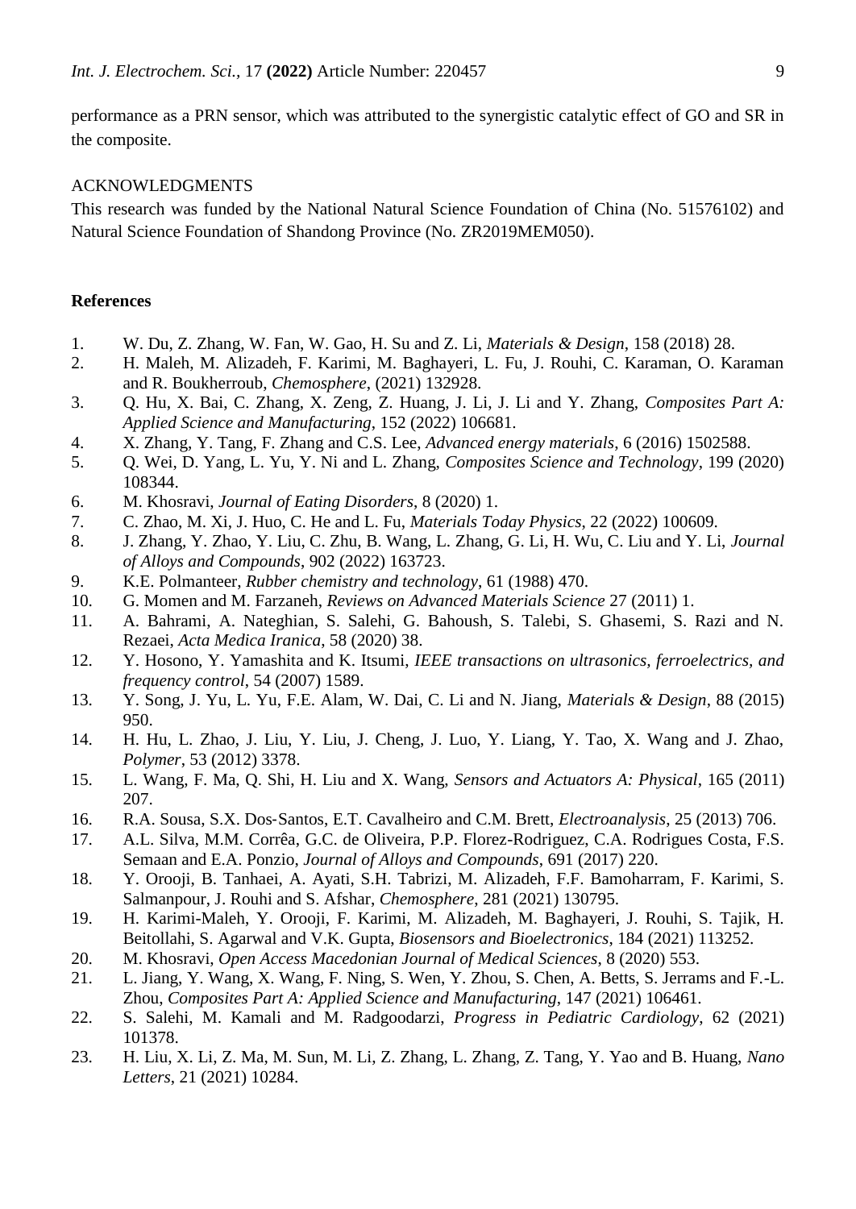performance as a PRN sensor, which was attributed to the synergistic catalytic effect of GO and SR in the composite.

ACKNOWLEDGMENTS

This research was funded by the National Natural Science Foundation of China (No. 51576102) and Natural Science Foundation of Shandong Province (No. ZR2019MEM050).

## References

1. W. Du, Z. Zhang, W. Fan, W. Gao, H. Su and Z. Li, *Materials & Design*, 158 (2018) 28.
2. H. Maleh, M. Alizadeh, F. Karimi, M. Baghayeri, L. Fu, J. Rouhi, C. Karaman, O. Karaman and R. Boukherroub, *Chemosphere*, (2021) 132928.
3. Q. Hu, X. Bai, C. Zhang, X. Zeng, Z. Huang, J. Li, J. Li and Y. Zhang, *Composites Part A: Applied Science and Manufacturing*, 152 (2022) 106681.
4. X. Zhang, Y. Tang, F. Zhang and C.S. Lee, *Advanced energy materials*, 6 (2016) 1502588.
5. Q. Wei, D. Yang, L. Yu, Y. Ni and L. Zhang, *Composites Science and Technology*, 199 (2020) 108344.
6. M. Khosravi, *Journal of Eating Disorders*, 8 (2020) 1.
7. C. Zhao, M. Xi, J. Huo, C. He and L. Fu, *Materials Today Physics*, 22 (2022) 100609.
8. J. Zhang, Y. Zhao, Y. Liu, C. Zhu, B. Wang, L. Zhang, G. Li, H. Wu, C. Liu and Y. Li, *Journal of Alloys and Compounds*, 902 (2022) 163723.
9. K.E. Polmanteer, *Rubber chemistry and technology*, 61 (1988) 470.
10. G. Momen and M. Farzaneh, *Reviews on Advanced Materials Science* 27 (2011) 1.
11. A. Bahrami, A. Nateghian, S. Salehi, G. Bahoush, S. Talebi, S. Ghasemi, S. Razi and N. Rezaei, *Acta Medica Iranica*, 58 (2020) 38.
12. Y. Hosono, Y. Yamashita and K. Itsumi, *IEEE transactions on ultrasonics, ferroelectrics, and frequency control*, 54 (2007) 1589.
13. Y. Song, J. Yu, L. Yu, F.E. Alam, W. Dai, C. Li and N. Jiang, *Materials & Design*, 88 (2015) 950.
14. H. Hu, L. Zhao, J. Liu, Y. Liu, J. Cheng, J. Luo, Y. Liang, Y. Tao, X. Wang and J. Zhao, *Polymer*, 53 (2012) 3378.
15. L. Wang, F. Ma, Q. Shi, H. Liu and X. Wang, *Sensors and Actuators A: Physical*, 165 (2011) 207.
16. R.A. Sousa, S.X. Dos‐Santos, E.T. Cavalheiro and C.M. Brett, *Electroanalysis*, 25 (2013) 706.
17. A.L. Silva, M.M. Corrêa, G.C. de Oliveira, P.P. Florez-Rodriguez, C.A. Rodrigues Costa, F.S. Semaan and E.A. Ponzio, *Journal of Alloys and Compounds*, 691 (2017) 220.
18. Y. Orooji, B. Tanhaei, A. Ayati, S.H. Tabrizi, M. Alizadeh, F.F. Bamoharram, F. Karimi, S. Salmanpour, J. Rouhi and S. Afshar, *Chemosphere*, 281 (2021) 130795.
19. H. Karimi-Maleh, Y. Orooji, F. Karimi, M. Alizadeh, M. Baghayeri, J. Rouhi, S. Tajik, H. Beitollahi, S. Agarwal and V.K. Gupta, *Biosensors and Bioelectronics*, 184 (2021) 113252.
20. M. Khosravi, *Open Access Macedonian Journal of Medical Sciences*, 8 (2020) 553.
21. L. Jiang, Y. Wang, X. Wang, F. Ning, S. Wen, Y. Zhou, S. Chen, A. Betts, S. Jerrams and F.-L. Zhou, *Composites Part A: Applied Science and Manufacturing*, 147 (2021) 106461.
22. S. Salehi, M. Kamali and M. Radgoodarzi, *Progress in Pediatric Cardiology*, 62 (2021) 101378.
23. H. Liu, X. Li, Z. Ma, M. Sun, M. Li, Z. Zhang, L. Zhang, Z. Tang, Y. Yao and B. Huang, *Nano Letters*, 21 (2021) 10284.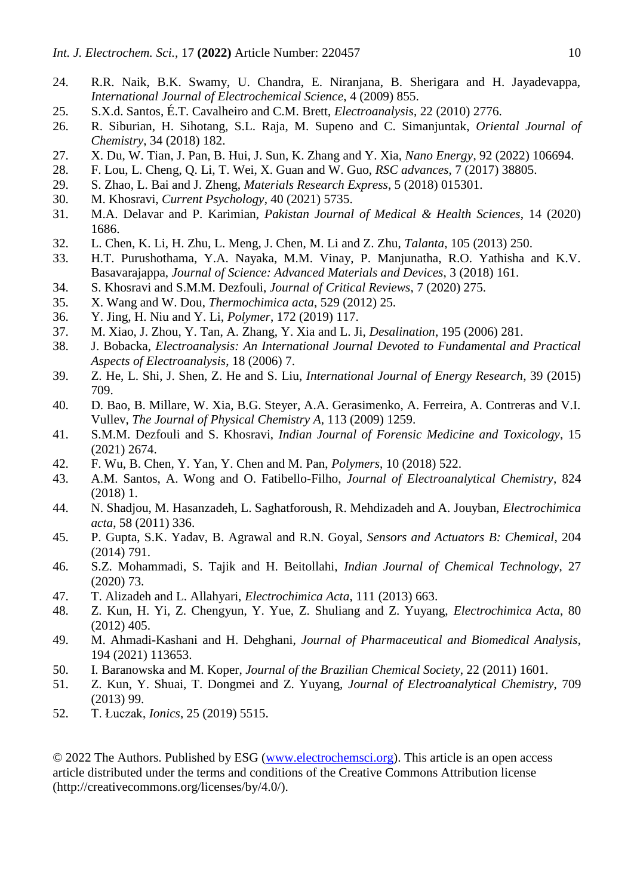24. R.R. Naik, B.K. Swamy, U. Chandra, E. Niranjana, B. Sherigara and H. Jayadevappa, *International Journal of Electrochemical Science*, 4 (2009) 855.
25. S.X.d. Santos, É.T. Cavalheiro and C.M. Brett, *Electroanalysis*, 22 (2010) 2776.
26. R. Siburian, H. Sihotang, S.L. Raja, M. Supeno and C. Simanjuntak, *Oriental Journal of Chemistry*, 34 (2018) 182.
27. X. Du, W. Tian, J. Pan, B. Hui, J. Sun, K. Zhang and Y. Xia, *Nano Energy*, 92 (2022) 106694.
28. F. Lou, L. Cheng, Q. Li, T. Wei, X. Guan and W. Guo, *RSC advances*, 7 (2017) 38805.
29. S. Zhao, L. Bai and J. Zheng, *Materials Research Express*, 5 (2018) 015301.
30. M. Khosravi, *Current Psychology*, 40 (2021) 5735.
31. M.A. Delavar and P. Karimian, *Pakistan Journal of Medical & Health Sciences*, 14 (2020) 1686.
32. L. Chen, K. Li, H. Zhu, L. Meng, J. Chen, M. Li and Z. Zhu, *Talanta*, 105 (2013) 250.
33. H.T. Purushothama, Y.A. Nayaka, M.M. Vinay, P. Manjunatha, R.O. Yathisha and K.V. Basavarajappa, *Journal of Science: Advanced Materials and Devices*, 3 (2018) 161.
34. S. Khosravi and S.M.M. Dezfouli, *Journal of Critical Reviews*, 7 (2020) 275.
35. X. Wang and W. Dou, *Thermochimica acta*, 529 (2012) 25.
36. Y. Jing, H. Niu and Y. Li, *Polymer*, 172 (2019) 117.
37. M. Xiao, J. Zhou, Y. Tan, A. Zhang, Y. Xia and L. Ji, *Desalination*, 195 (2006) 281.
38. J. Bobacka, *Electroanalysis: An International Journal Devoted to Fundamental and Practical Aspects of Electroanalysis*, 18 (2006) 7.
39. Z. He, L. Shi, J. Shen, Z. He and S. Liu, *International Journal of Energy Research*, 39 (2015) 709.
40. D. Bao, B. Millare, W. Xia, B.G. Steyer, A.A. Gerasimenko, A. Ferreira, A. Contreras and V.I. Vullev, *The Journal of Physical Chemistry A*, 113 (2009) 1259.
41. S.M.M. Dezfouli and S. Khosravi, *Indian Journal of Forensic Medicine and Toxicology*, 15 (2021) 2674.
42. F. Wu, B. Chen, Y. Yan, Y. Chen and M. Pan, *Polymers*, 10 (2018) 522.
43. A.M. Santos, A. Wong and O. Fatibello-Filho, *Journal of Electroanalytical Chemistry*, 824 (2018) 1.
44. N. Shadjou, M. Hasanzadeh, L. Saghatforoush, R. Mehdizadeh and A. Jouyban, *Electrochimica acta*, 58 (2011) 336.
45. P. Gupta, S.K. Yadav, B. Agrawal and R.N. Goyal, *Sensors and Actuators B: Chemical*, 204 (2014) 791.
46. S.Z. Mohammadi, S. Tajik and H. Beitollahi, *Indian Journal of Chemical Technology*, 27 (2020) 73.
47. T. Alizadeh and L. Allahyari, *Electrochimica Acta*, 111 (2013) 663.
48. Z. Kun, H. Yi, Z. Chengyun, Y. Yue, Z. Shuliang and Z. Yuyang, *Electrochimica Acta*, 80 (2012) 405.
49. M. Ahmadi-Kashani and H. Dehghani, *Journal of Pharmaceutical and Biomedical Analysis*, 194 (2021) 113653.
50. I. Baranowska and M. Koper, *Journal of the Brazilian Chemical Society*, 22 (2011) 1601.
51. Z. Kun, Y. Shuai, T. Dongmei and Z. Yuyang, *Journal of Electroanalytical Chemistry*, 709 (2013) 99.
52. T. Łuczak, *Ionics*, 25 (2019) 5515.

© 2022 The Authors. Published by ESG (www.electrochemsci.org). This article is an open access article distributed under the terms and conditions of the Creative Commons Attribution license (http://creativecommons.org/licenses/by/4.0/).